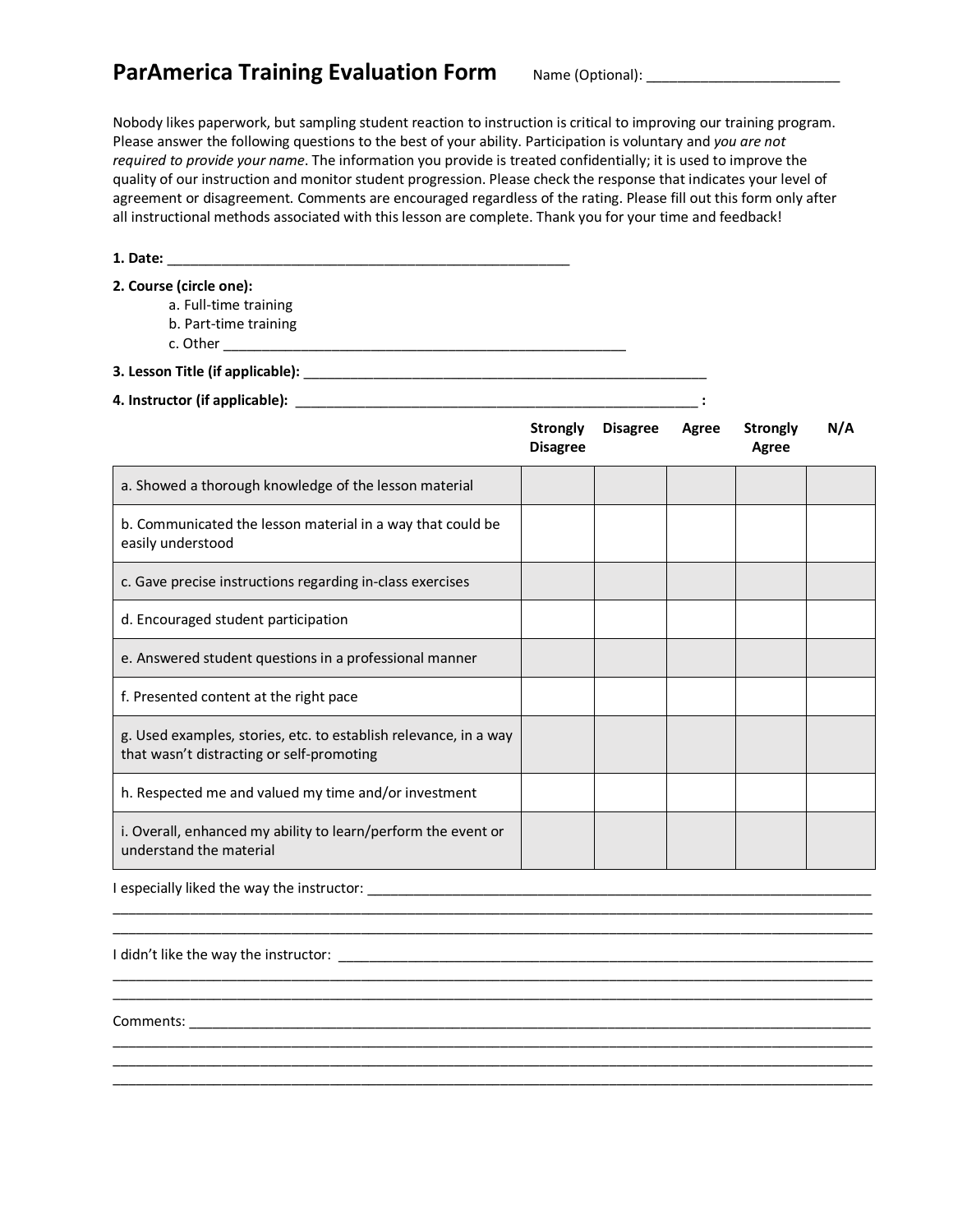# ParAmerica Training Evaluation Form

Name (Optional): ________________________

Nobody likes paperwork, but sampling student reaction to instruction is critical to improving our training program. Please answer the following questions to the best of your ability. Participation is voluntary and *you are not required to provide your name*. The information you provide is treated confidentially; it is used to improve the quality of our instruction and monitor student progression. Please check the response that indicates your level of agreement or disagreement. Comments are encouraged regardless of the rating. Please fill out this form only after all instructional methods associated with this lesson are complete. Thank you for your time and feedback!

**1. Date:** ____________________________________________________

**2. Course (circle one):**

a. Full-time training
b. Part-time training
c. Other ____________________________________________________

**3. Lesson Title (if applicable):** ____________________________________________________

**4. Instructor (if applicable):** ____________________________________________________ **:**

| | Strongly Disagree | Disagree | Agree | Strongly Agree | N/A |
|---|---|---|---|---|---|
| a. Showed a thorough knowledge of the lesson material | | | | | |
| b. Communicated the lesson material in a way that could be easily understood | | | | | |
| c. Gave precise instructions regarding in-class exercises | | | | | |
| d. Encouraged student participation | | | | | |
| e. Answered student questions in a professional manner | | | | | |
| f. Presented content at the right pace | | | | | |
| g. Used examples, stories, etc. to establish relevance, in a way that wasn't distracting or self-promoting | | | | | |
| h. Respected me and valued my time and/or investment | | | | | |
| i. Overall, enhanced my ability to learn/perform the event or understand the material | | | | | |

I especially liked the way the instructor: ____________________________________________________
____________________________________________________________________________
____________________________________________________________________________

I didn't like the way the instructor: ____________________________________________________
____________________________________________________________________________
____________________________________________________________________________

Comments: ____________________________________________________________________
____________________________________________________________________________
____________________________________________________________________________
____________________________________________________________________________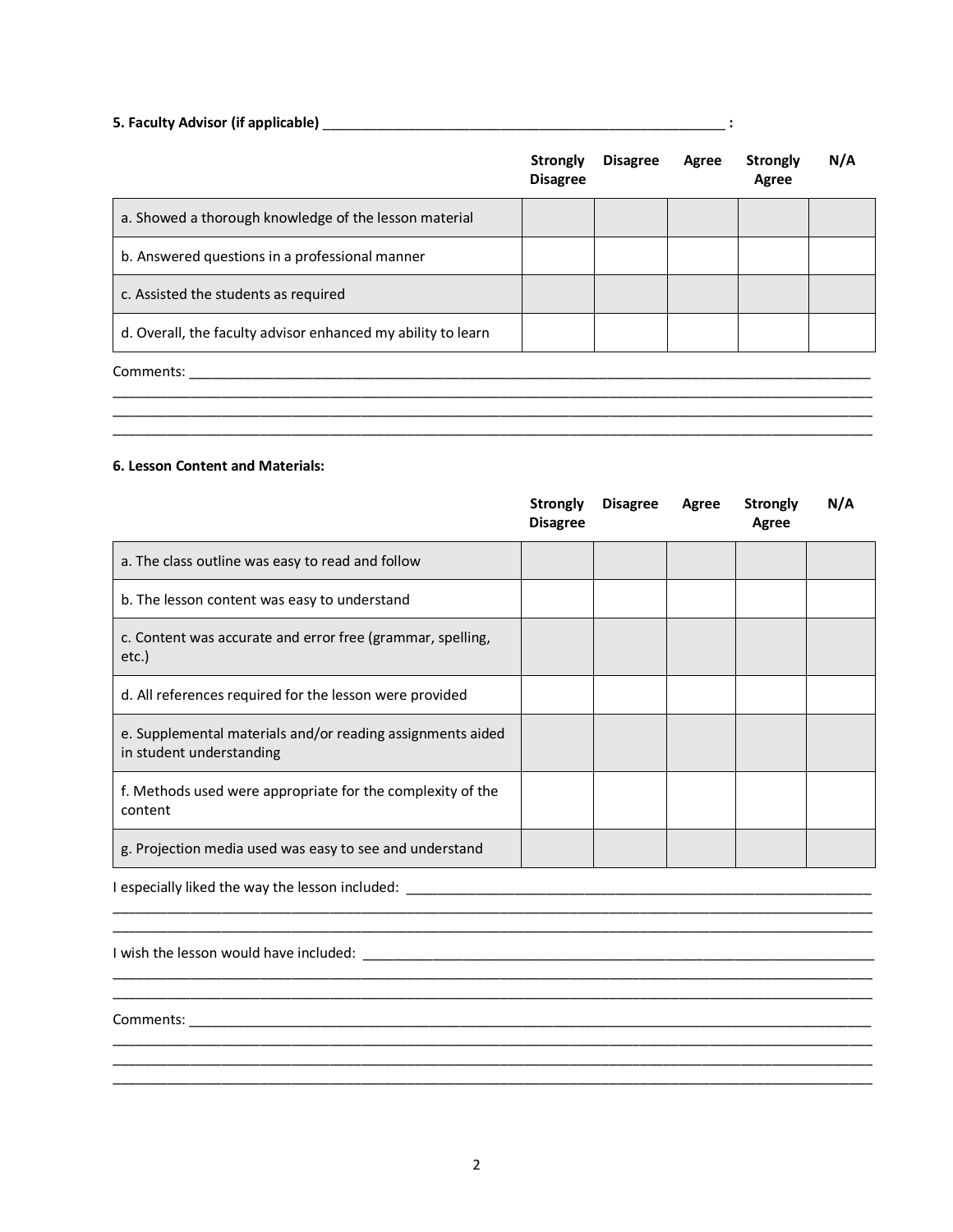**5. Faculty Advisor (if applicable) _______________________________________________________ :**

| | Strongly Disagree | Disagree | Agree | Strongly Agree | N/A |
|---|---|---|---|---|---|
| a. Showed a thorough knowledge of the lesson material | | | | | |
| b. Answered questions in a professional manner | | | | | |
| c. Assisted the students as required | | | | | |
| d. Overall, the faculty advisor enhanced my ability to learn | | | | | |

Comments: _____________________________________________________________________________________________
______________________________________________________________________________________________________
______________________________________________________________________________________________________
______________________________________________________________________________________________________

**6. Lesson Content and Materials:**

| | Strongly Disagree | Disagree | Agree | Strongly Agree | N/A |
|---|---|---|---|---|---|
| a. The class outline was easy to read and follow | | | | | |
| b. The lesson content was easy to understand | | | | | |
| c. Content was accurate and error free (grammar, spelling, etc.) | | | | | |
| d. All references required for the lesson were provided | | | | | |
| e. Supplemental materials and/or reading assignments aided in student understanding | | | | | |
| f. Methods used were appropriate for the complexity of the content | | | | | |
| g. Projection media used was easy to see and understand | | | | | |

I especially liked the way the lesson included: _______________________________________________________________
______________________________________________________________________________________________________
______________________________________________________________________________________________________

I wish the lesson would have included: _______________________________________________________________________
______________________________________________________________________________________________________
______________________________________________________________________________________________________

Comments: _____________________________________________________________________________________________
______________________________________________________________________________________________________
______________________________________________________________________________________________________
______________________________________________________________________________________________________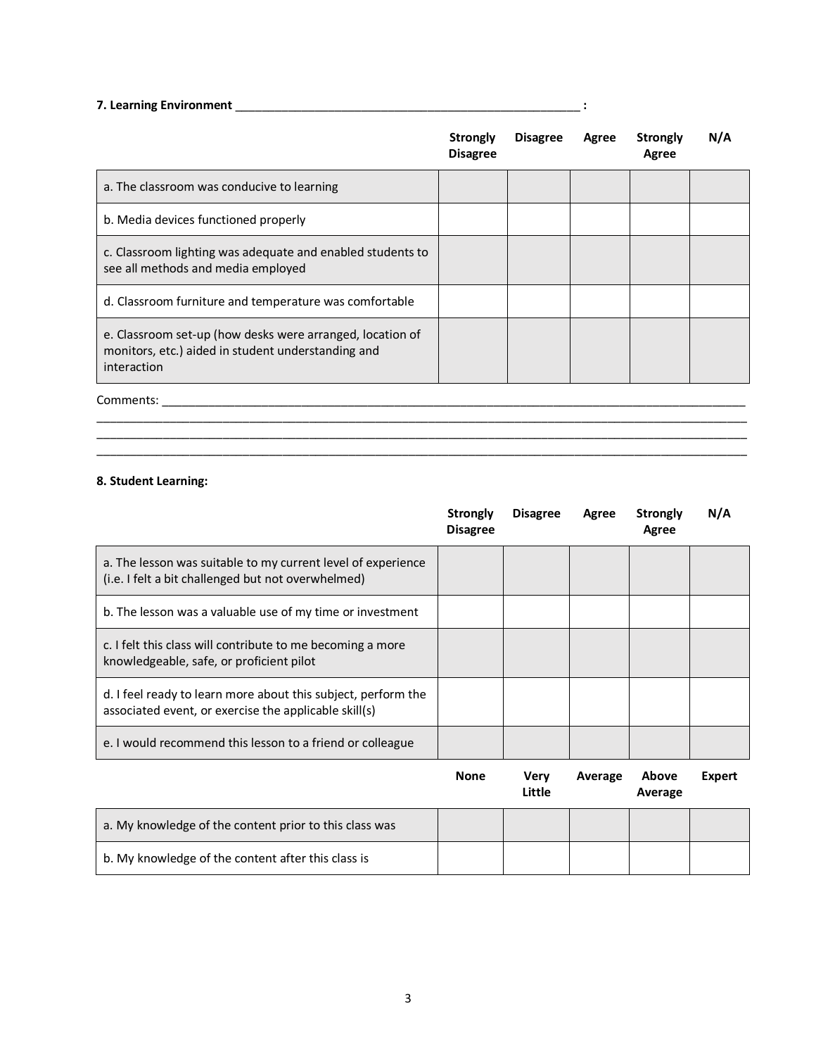**7. Learning Environment _______________________________________________________ :**

| | Strongly Disagree | Disagree | Agree | Strongly Agree | N/A |
|---|---|---|---|---|---|
| a. The classroom was conducive to learning | | | | | |
| b. Media devices functioned properly | | | | | |
| c. Classroom lighting was adequate and enabled students to see all methods and media employed | | | | | |
| d. Classroom furniture and temperature was comfortable | | | | | |
| e. Classroom set-up (how desks were arranged, location of monitors, etc.) aided in student understanding and interaction | | | | | |

Comments: ______________________________________________________________________________________________
__________________________________________________________________________________________________________
__________________________________________________________________________________________________________
__________________________________________________________________________________________________________

**8. Student Learning:**

| | Strongly Disagree | Disagree | Agree | Strongly Agree | N/A |
|---|---|---|---|---|---|
| a. The lesson was suitable to my current level of experience (i.e. I felt a bit challenged but not overwhelmed) | | | | | |
| b. The lesson was a valuable use of my time or investment | | | | | |
| c. I felt this class will contribute to me becoming a more knowledgeable, safe, or proficient pilot | | | | | |
| d. I feel ready to learn more about this subject, perform the associated event, or exercise the applicable skill(s) | | | | | |
| e. I would recommend this lesson to a friend or colleague | | | | | |

| | None | Very Little | Average | Above Average | Expert |
|---|---|---|---|---|---|
| a. My knowledge of the content prior to this class was | | | | | |
| b. My knowledge of the content after this class is | | | | | |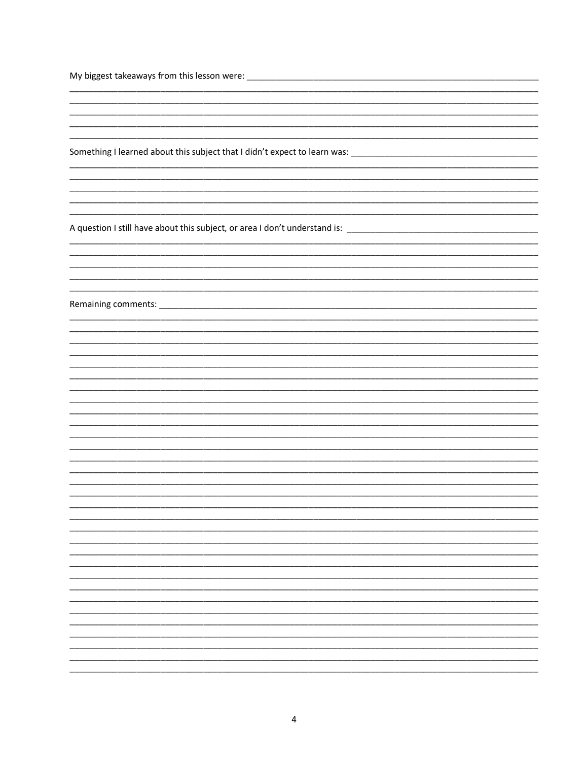My biggest takeaways from this lesson were: ________________________________________________________________
________________________________________________________________________________________________
________________________________________________________________________________________________
________________________________________________________________________________________________
________________________________________________________________________________________________
________________________________________________________________________________________________

Something I learned about this subject that I didn't expect to learn was: _________________________________________
________________________________________________________________________________________________
________________________________________________________________________________________________
________________________________________________________________________________________________
________________________________________________________________________________________________
________________________________________________________________________________________________

A question I still have about this subject, or area I don't understand is: _________________________________________
________________________________________________________________________________________________
________________________________________________________________________________________________
________________________________________________________________________________________________
________________________________________________________________________________________________
________________________________________________________________________________________________

Remaining comments: ____________________________________________________________________________
________________________________________________________________________________________________
________________________________________________________________________________________________
________________________________________________________________________________________________
________________________________________________________________________________________________
________________________________________________________________________________________________
________________________________________________________________________________________________
________________________________________________________________________________________________
________________________________________________________________________________________________
________________________________________________________________________________________________
________________________________________________________________________________________________
________________________________________________________________________________________________
________________________________________________________________________________________________
________________________________________________________________________________________________
________________________________________________________________________________________________
________________________________________________________________________________________________
________________________________________________________________________________________________
________________________________________________________________________________________________
________________________________________________________________________________________________
________________________________________________________________________________________________
________________________________________________________________________________________________
________________________________________________________________________________________________
________________________________________________________________________________________________
________________________________________________________________________________________________
________________________________________________________________________________________________
________________________________________________________________________________________________
________________________________________________________________________________________________
________________________________________________________________________________________________
________________________________________________________________________________________________
________________________________________________________________________________________________